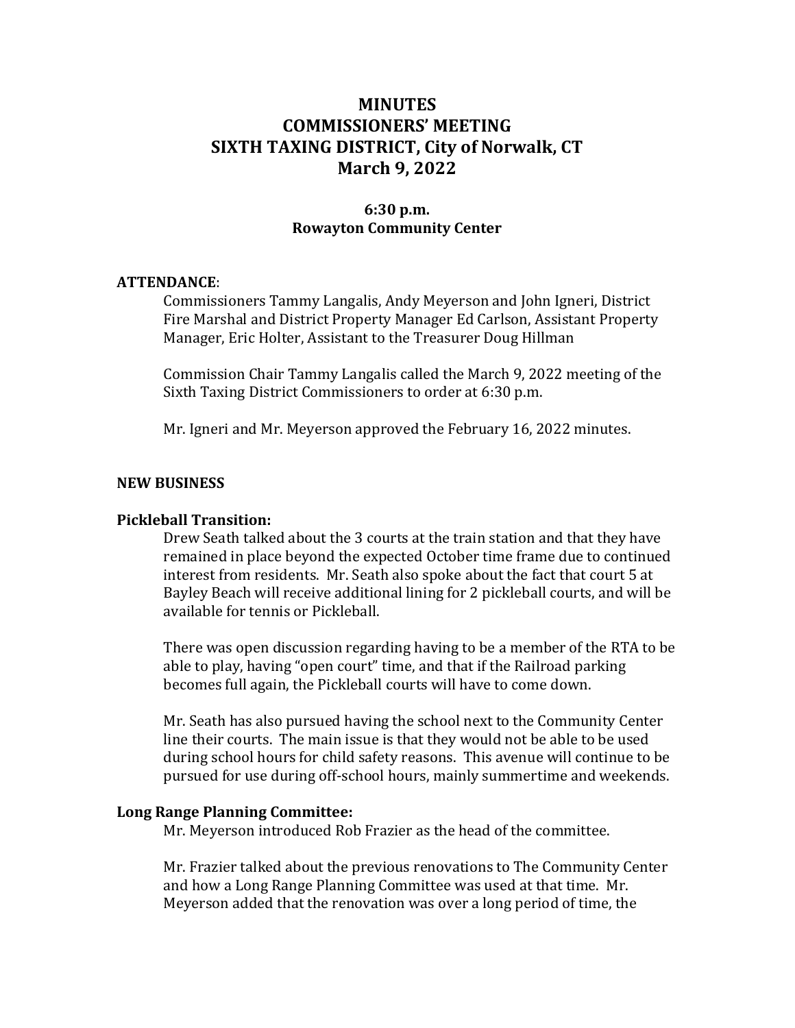# MINUTES
# COMMISSIONERS' MEETING
# SIXTH TAXING DISTRICT, City of Norwalk, CT
# March 9, 2022

### 6:30 p.m.
### Rowayton Community Center

**ATTENDANCE**:

Commissioners Tammy Langalis, Andy Meyerson and John Igneri, District Fire Marshal and District Property Manager Ed Carlson, Assistant Property Manager, Eric Holter, Assistant to the Treasurer Doug Hillman

Commission Chair Tammy Langalis called the March 9, 2022 meeting of the Sixth Taxing District Commissioners to order at 6:30 p.m.

Mr. Igneri and Mr. Meyerson approved the February 16, 2022 minutes.

**NEW BUSINESS**

**Pickleball Transition:**

Drew Seath talked about the 3 courts at the train station and that they have remained in place beyond the expected October time frame due to continued interest from residents. Mr. Seath also spoke about the fact that court 5 at Bayley Beach will receive additional lining for 2 pickleball courts, and will be available for tennis or Pickleball.

There was open discussion regarding having to be a member of the RTA to be able to play, having "open court" time, and that if the Railroad parking becomes full again, the Pickleball courts will have to come down.

Mr. Seath has also pursued having the school next to the Community Center line their courts. The main issue is that they would not be able to be used during school hours for child safety reasons. This avenue will continue to be pursued for use during off-school hours, mainly summertime and weekends.

**Long Range Planning Committee:**

Mr. Meyerson introduced Rob Frazier as the head of the committee.

Mr. Frazier talked about the previous renovations to The Community Center and how a Long Range Planning Committee was used at that time. Mr. Meyerson added that the renovation was over a long period of time, the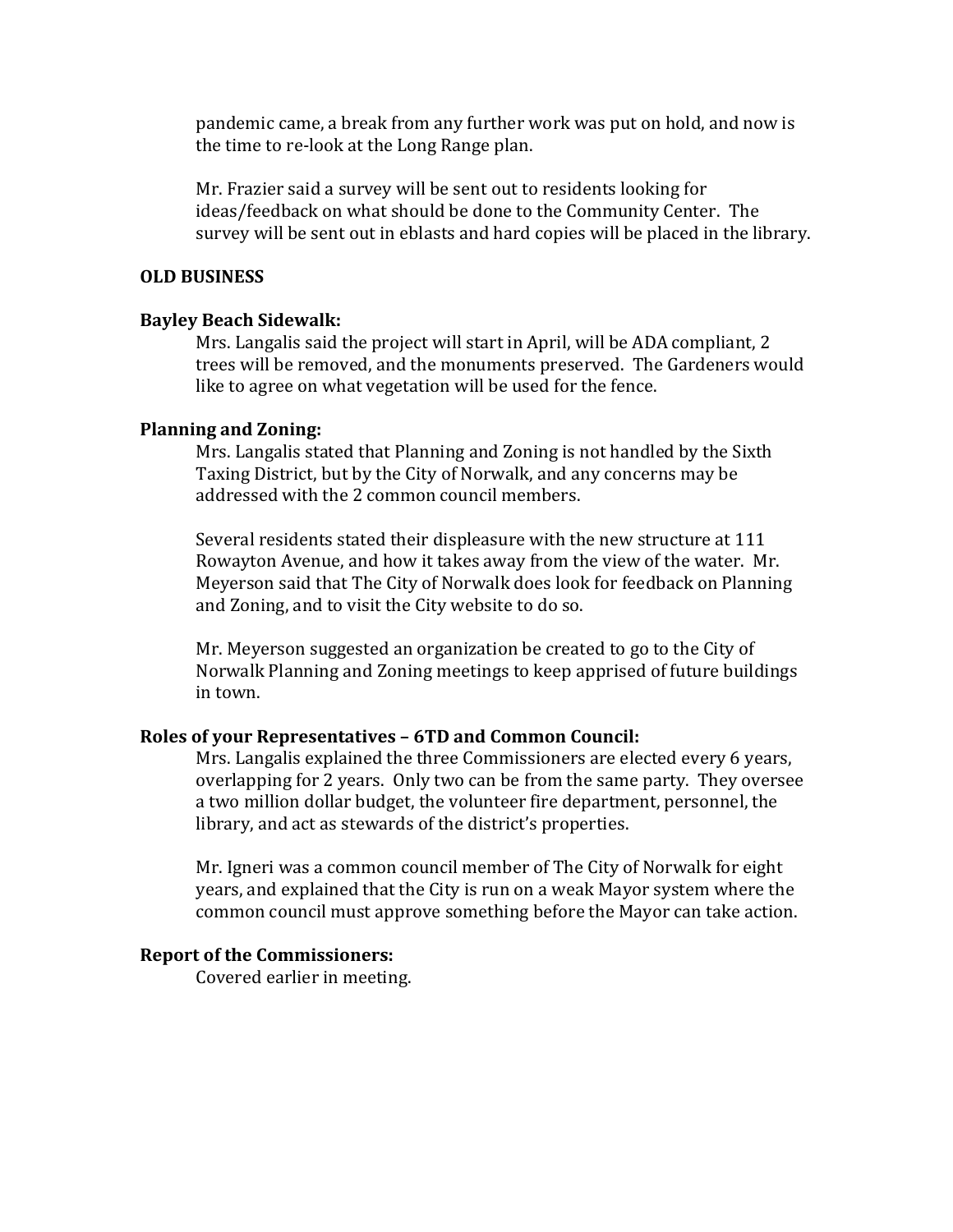pandemic came, a break from any further work was put on hold, and now is the time to re-look at the Long Range plan.

Mr. Frazier said a survey will be sent out to residents looking for ideas/feedback on what should be done to the Community Center. The survey will be sent out in eblasts and hard copies will be placed in the library.

## OLD BUSINESS

### Bayley Beach Sidewalk:

Mrs. Langalis said the project will start in April, will be ADA compliant, 2 trees will be removed, and the monuments preserved. The Gardeners would like to agree on what vegetation will be used for the fence.

### Planning and Zoning:

Mrs. Langalis stated that Planning and Zoning is not handled by the Sixth Taxing District, but by the City of Norwalk, and any concerns may be addressed with the 2 common council members.

Several residents stated their displeasure with the new structure at 111 Rowayton Avenue, and how it takes away from the view of the water. Mr. Meyerson said that The City of Norwalk does look for feedback on Planning and Zoning, and to visit the City website to do so.

Mr. Meyerson suggested an organization be created to go to the City of Norwalk Planning and Zoning meetings to keep apprised of future buildings in town.

### Roles of your Representatives – 6TD and Common Council:

Mrs. Langalis explained the three Commissioners are elected every 6 years, overlapping for 2 years. Only two can be from the same party. They oversee a two million dollar budget, the volunteer fire department, personnel, the library, and act as stewards of the district's properties.

Mr. Igneri was a common council member of The City of Norwalk for eight years, and explained that the City is run on a weak Mayor system where the common council must approve something before the Mayor can take action.

### Report of the Commissioners:

Covered earlier in meeting.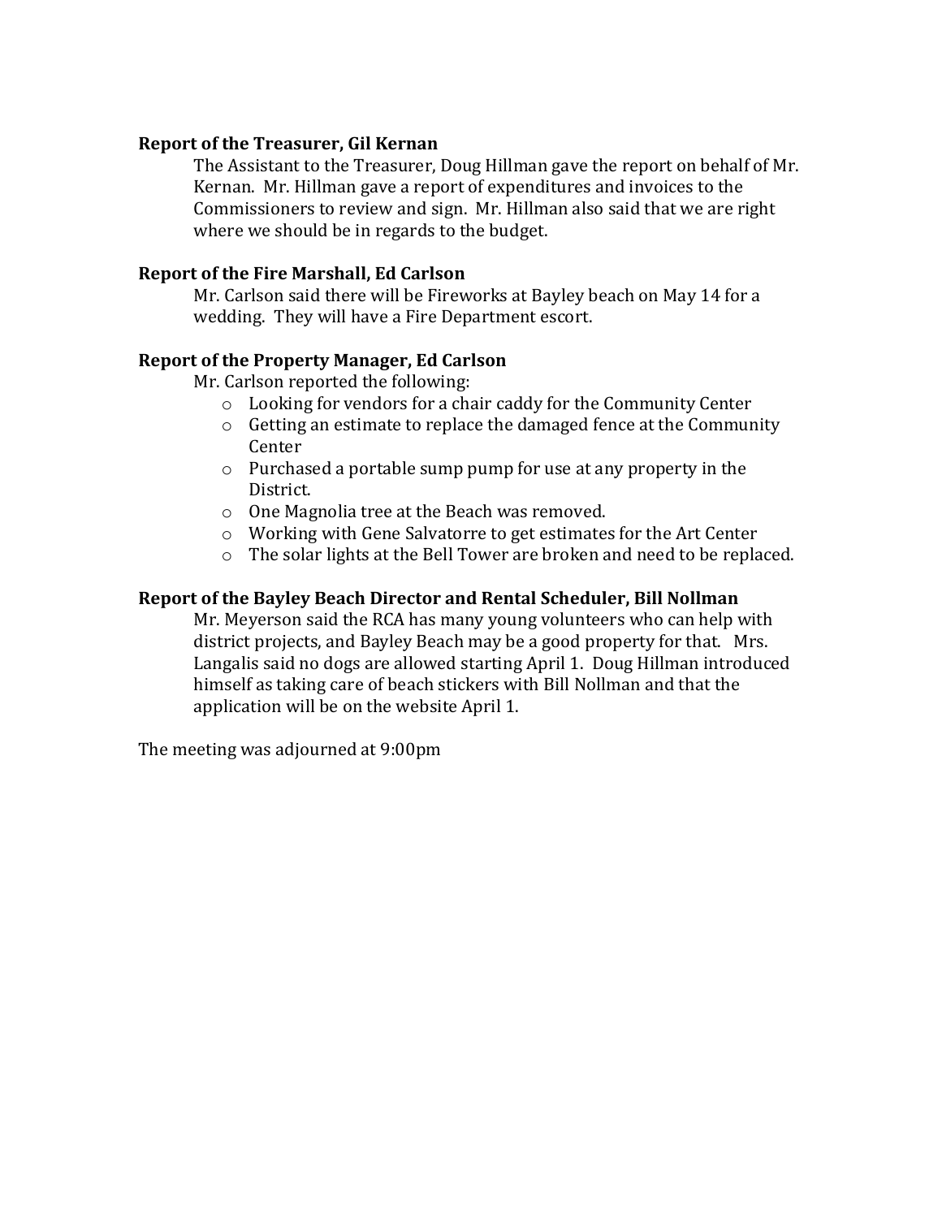**Report of the Treasurer, Gil Kernan**

The Assistant to the Treasurer, Doug Hillman gave the report on behalf of Mr. Kernan. Mr. Hillman gave a report of expenditures and invoices to the Commissioners to review and sign. Mr. Hillman also said that we are right where we should be in regards to the budget.

**Report of the Fire Marshall, Ed Carlson**

Mr. Carlson said there will be Fireworks at Bayley beach on May 14 for a wedding. They will have a Fire Department escort.

**Report of the Property Manager, Ed Carlson**

Mr. Carlson reported the following:

- Looking for vendors for a chair caddy for the Community Center
- Getting an estimate to replace the damaged fence at the Community Center
- Purchased a portable sump pump for use at any property in the District.
- One Magnolia tree at the Beach was removed.
- Working with Gene Salvatorre to get estimates for the Art Center
- The solar lights at the Bell Tower are broken and need to be replaced.

**Report of the Bayley Beach Director and Rental Scheduler, Bill Nollman**

Mr. Meyerson said the RCA has many young volunteers who can help with district projects, and Bayley Beach may be a good property for that. Mrs. Langalis said no dogs are allowed starting April 1. Doug Hillman introduced himself as taking care of beach stickers with Bill Nollman and that the application will be on the website April 1.

The meeting was adjourned at 9:00pm